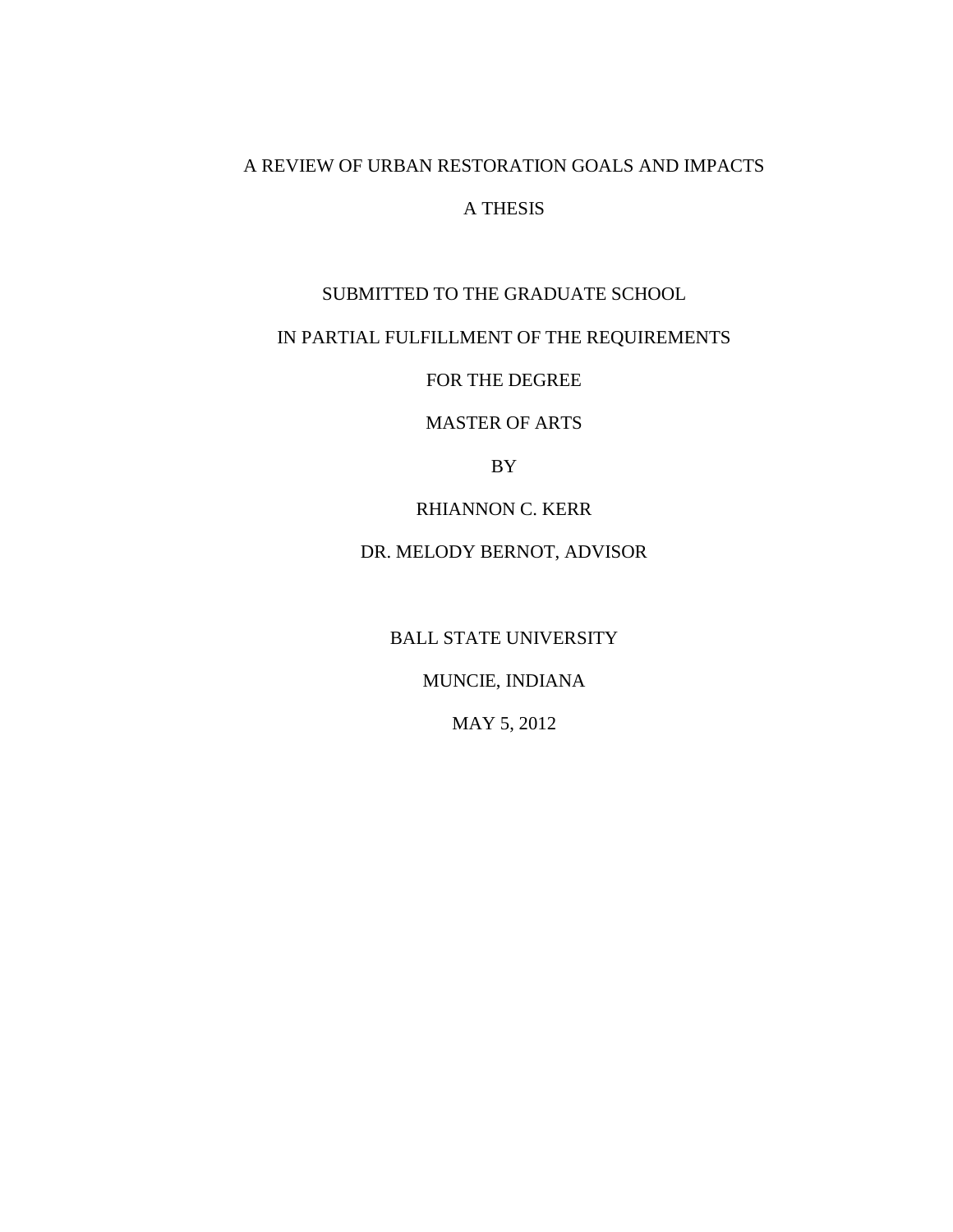# A REVIEW OF URBAN RESTORATION GOALS AND IMPACTS

A THESIS

SUBMITTED TO THE GRADUATE SCHOOL

IN PARTIAL FULFILLMENT OF THE REQUIREMENTS

FOR THE DEGREE

MASTER OF ARTS

BY

RHIANNON C. KERR

DR. MELODY BERNOT, ADVISOR

BALL STATE UNIVERSITY

MUNCIE, INDIANA

MAY 5, 2012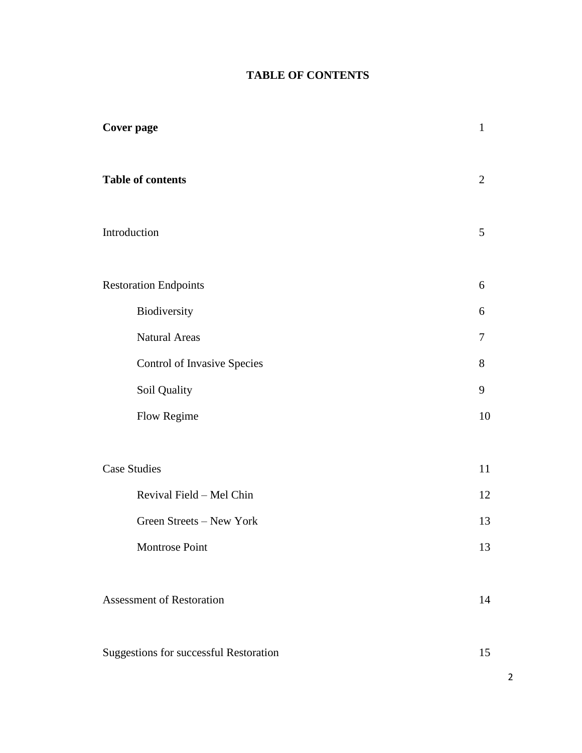**TABLE OF CONTENTS**

| | |
|---|---|
| **Cover page** | 1 |
| **Table of contents** | 2 |
| Introduction | 5 |
| Restoration Endpoints | 6 |
| Biodiversity | 6 |
| Natural Areas | 7 |
| Control of Invasive Species | 8 |
| Soil Quality | 9 |
| Flow Regime | 10 |
| Case Studies | 11 |
| Revival Field – Mel Chin | 12 |
| Green Streets – New York | 13 |
| Montrose Point | 13 |
| Assessment of Restoration | 14 |
| Suggestions for successful Restoration | 15 |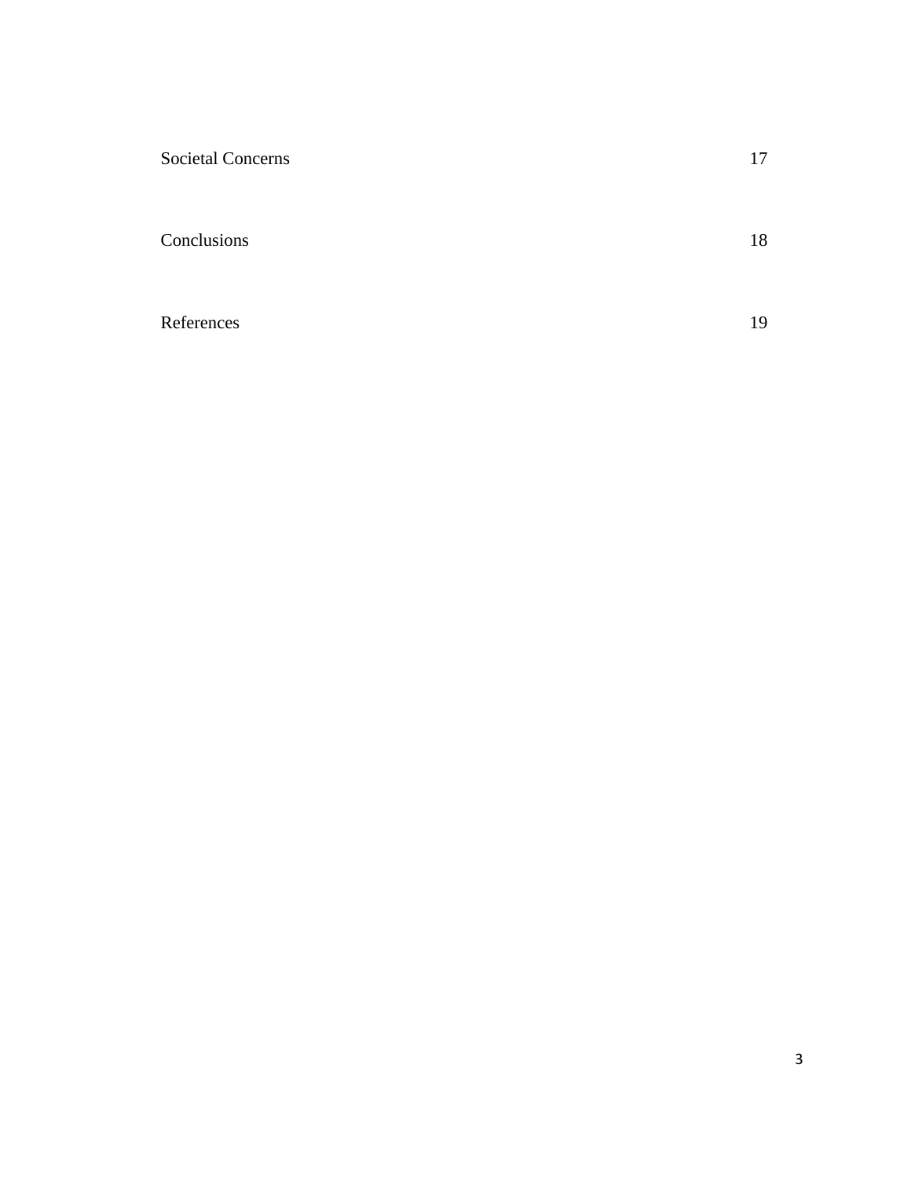| | |
|---|---|
| Societal Concerns | 17 |
| Conclusions | 18 |
| References | 19 |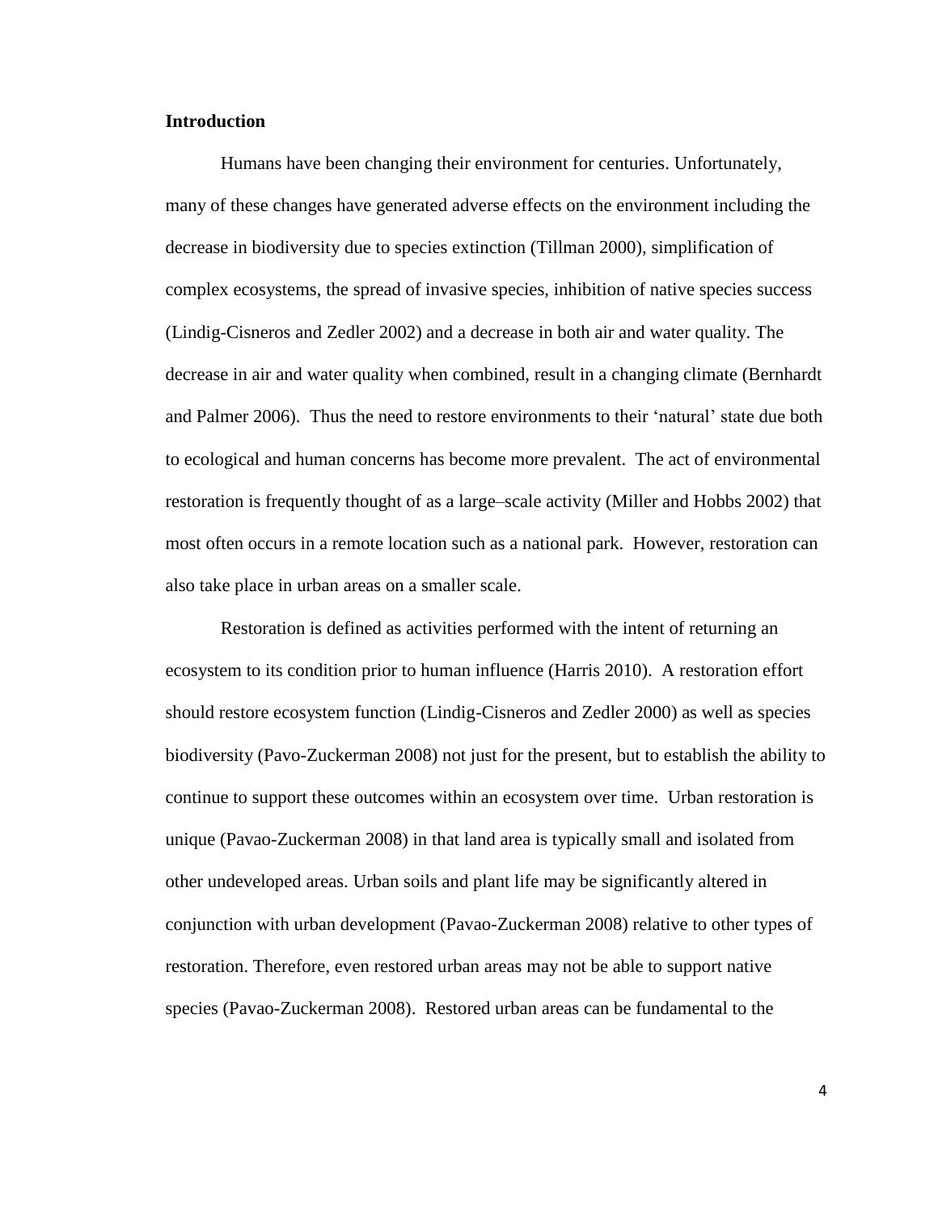## Introduction

Humans have been changing their environment for centuries. Unfortunately, many of these changes have generated adverse effects on the environment including the decrease in biodiversity due to species extinction (Tillman 2000), simplification of complex ecosystems, the spread of invasive species, inhibition of native species success (Lindig-Cisneros and Zedler 2002) and a decrease in both air and water quality. The decrease in air and water quality when combined, result in a changing climate (Bernhardt and Palmer 2006). Thus the need to restore environments to their 'natural' state due both to ecological and human concerns has become more prevalent. The act of environmental restoration is frequently thought of as a large–scale activity (Miller and Hobbs 2002) that most often occurs in a remote location such as a national park. However, restoration can also take place in urban areas on a smaller scale.

Restoration is defined as activities performed with the intent of returning an ecosystem to its condition prior to human influence (Harris 2010). A restoration effort should restore ecosystem function (Lindig-Cisneros and Zedler 2000) as well as species biodiversity (Pavo-Zuckerman 2008) not just for the present, but to establish the ability to continue to support these outcomes within an ecosystem over time. Urban restoration is unique (Pavao-Zuckerman 2008) in that land area is typically small and isolated from other undeveloped areas. Urban soils and plant life may be significantly altered in conjunction with urban development (Pavao-Zuckerman 2008) relative to other types of restoration. Therefore, even restored urban areas may not be able to support native species (Pavao-Zuckerman 2008). Restored urban areas can be fundamental to the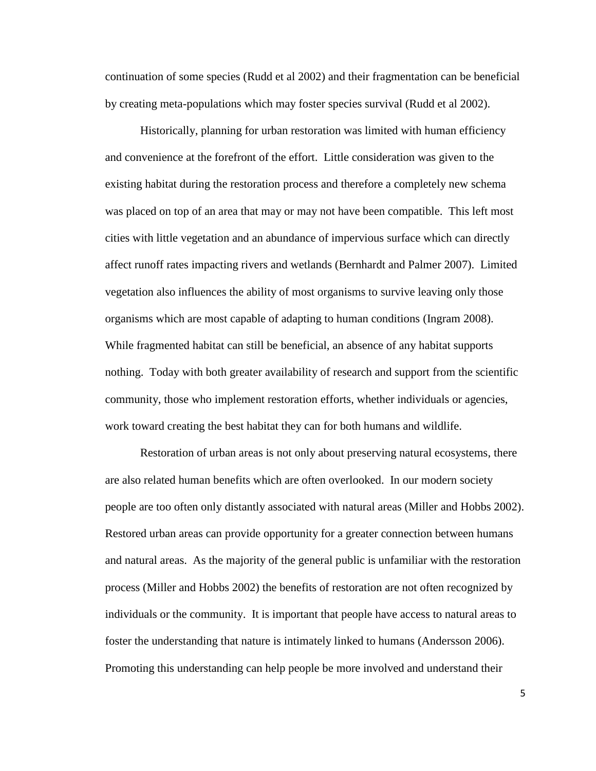continuation of some species (Rudd et al 2002) and their fragmentation can be beneficial by creating meta-populations which may foster species survival (Rudd et al 2002).

Historically, planning for urban restoration was limited with human efficiency and convenience at the forefront of the effort. Little consideration was given to the existing habitat during the restoration process and therefore a completely new schema was placed on top of an area that may or may not have been compatible. This left most cities with little vegetation and an abundance of impervious surface which can directly affect runoff rates impacting rivers and wetlands (Bernhardt and Palmer 2007). Limited vegetation also influences the ability of most organisms to survive leaving only those organisms which are most capable of adapting to human conditions (Ingram 2008). While fragmented habitat can still be beneficial, an absence of any habitat supports nothing. Today with both greater availability of research and support from the scientific community, those who implement restoration efforts, whether individuals or agencies, work toward creating the best habitat they can for both humans and wildlife.

Restoration of urban areas is not only about preserving natural ecosystems, there are also related human benefits which are often overlooked. In our modern society people are too often only distantly associated with natural areas (Miller and Hobbs 2002). Restored urban areas can provide opportunity for a greater connection between humans and natural areas. As the majority of the general public is unfamiliar with the restoration process (Miller and Hobbs 2002) the benefits of restoration are not often recognized by individuals or the community. It is important that people have access to natural areas to foster the understanding that nature is intimately linked to humans (Andersson 2006). Promoting this understanding can help people be more involved and understand their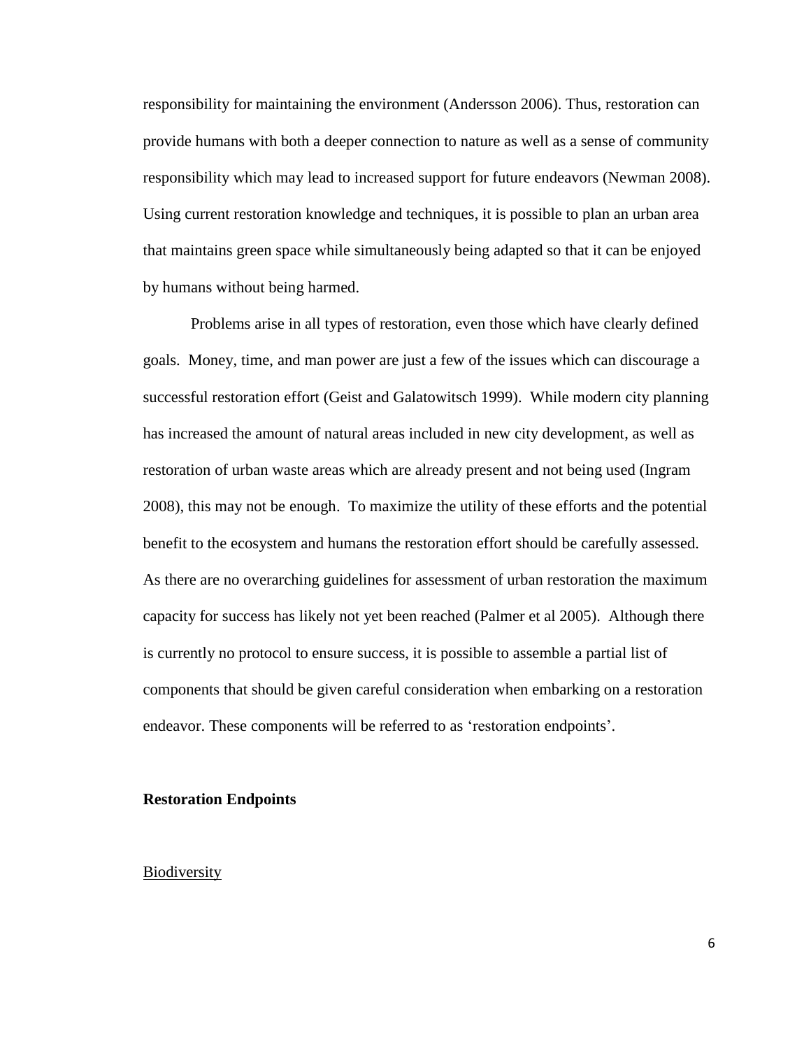responsibility for maintaining the environment (Andersson 2006). Thus, restoration can provide humans with both a deeper connection to nature as well as a sense of community responsibility which may lead to increased support for future endeavors (Newman 2008). Using current restoration knowledge and techniques, it is possible to plan an urban area that maintains green space while simultaneously being adapted so that it can be enjoyed by humans without being harmed.

Problems arise in all types of restoration, even those which have clearly defined goals. Money, time, and man power are just a few of the issues which can discourage a successful restoration effort (Geist and Galatowitsch 1999). While modern city planning has increased the amount of natural areas included in new city development, as well as restoration of urban waste areas which are already present and not being used (Ingram 2008), this may not be enough. To maximize the utility of these efforts and the potential benefit to the ecosystem and humans the restoration effort should be carefully assessed. As there are no overarching guidelines for assessment of urban restoration the maximum capacity for success has likely not yet been reached (Palmer et al 2005). Although there is currently no protocol to ensure success, it is possible to assemble a partial list of components that should be given careful consideration when embarking on a restoration endeavor. These components will be referred to as 'restoration endpoints'.

## Restoration Endpoints

### Biodiversity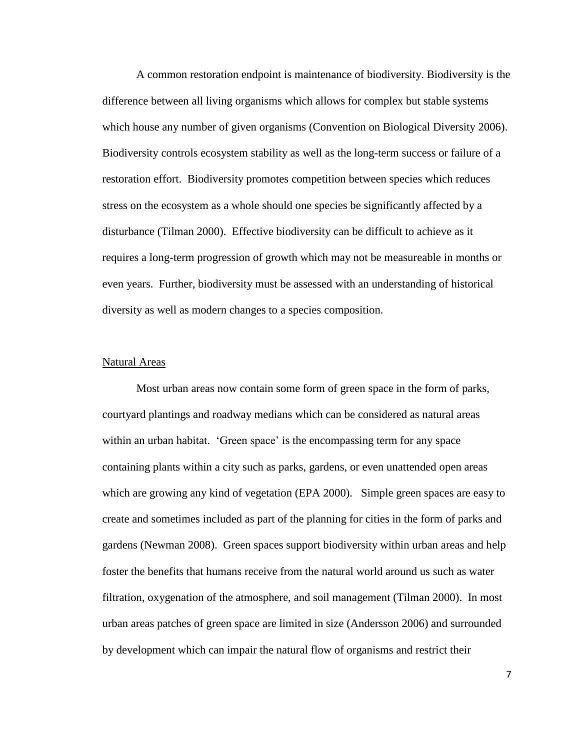A common restoration endpoint is maintenance of biodiversity. Biodiversity is the difference between all living organisms which allows for complex but stable systems which house any number of given organisms (Convention on Biological Diversity 2006). Biodiversity controls ecosystem stability as well as the long-term success or failure of a restoration effort. Biodiversity promotes competition between species which reduces stress on the ecosystem as a whole should one species be significantly affected by a disturbance (Tilman 2000). Effective biodiversity can be difficult to achieve as it requires a long-term progression of growth which may not be measureable in months or even years. Further, biodiversity must be assessed with an understanding of historical diversity as well as modern changes to a species composition.

## Natural Areas

Most urban areas now contain some form of green space in the form of parks, courtyard plantings and roadway medians which can be considered as natural areas within an urban habitat. 'Green space' is the encompassing term for any space containing plants within a city such as parks, gardens, or even unattended open areas which are growing any kind of vegetation (EPA 2000). Simple green spaces are easy to create and sometimes included as part of the planning for cities in the form of parks and gardens (Newman 2008). Green spaces support biodiversity within urban areas and help foster the benefits that humans receive from the natural world around us such as water filtration, oxygenation of the atmosphere, and soil management (Tilman 2000). In most urban areas patches of green space are limited in size (Andersson 2006) and surrounded by development which can impair the natural flow of organisms and restrict their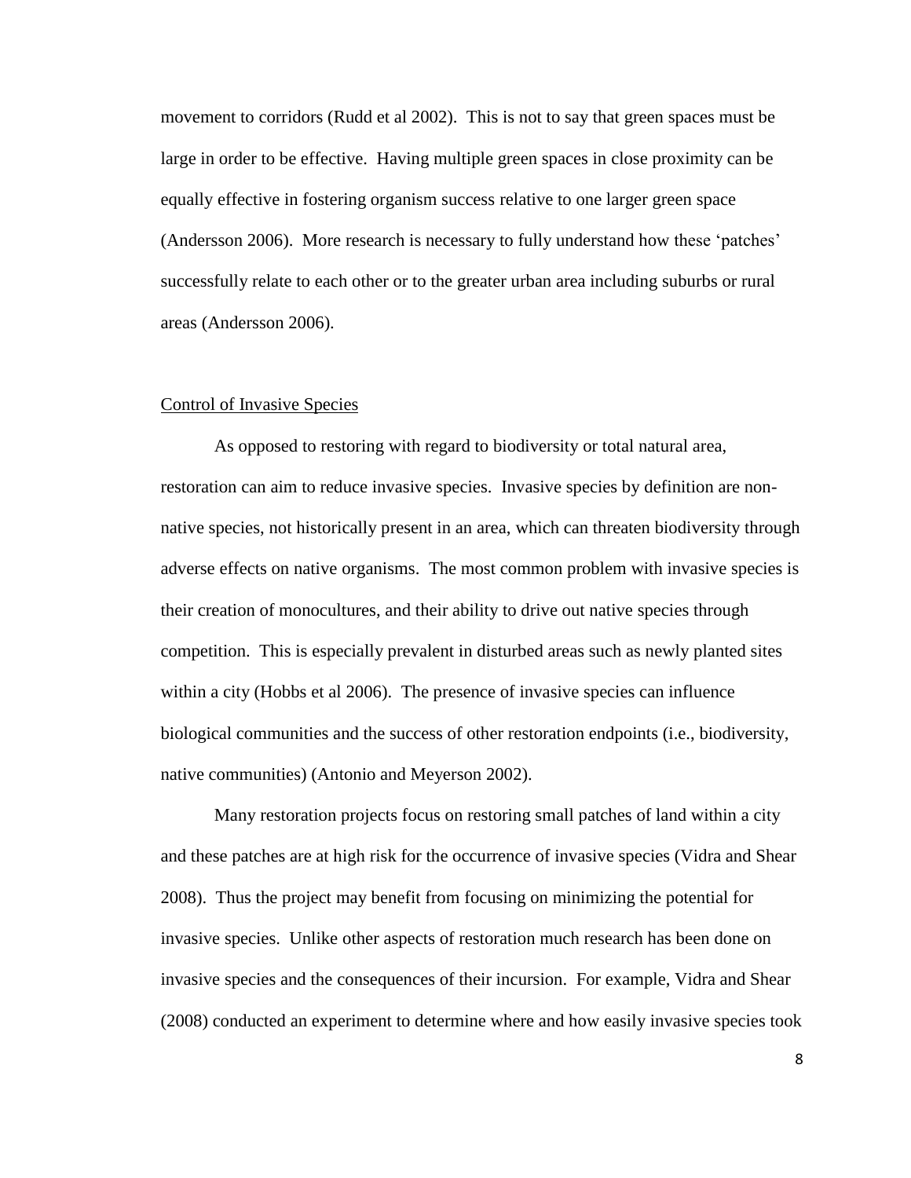movement to corridors (Rudd et al 2002). This is not to say that green spaces must be large in order to be effective. Having multiple green spaces in close proximity can be equally effective in fostering organism success relative to one larger green space (Andersson 2006). More research is necessary to fully understand how these 'patches' successfully relate to each other or to the greater urban area including suburbs or rural areas (Andersson 2006).

<u>Control of Invasive Species</u>

As opposed to restoring with regard to biodiversity or total natural area, restoration can aim to reduce invasive species. Invasive species by definition are non-native species, not historically present in an area, which can threaten biodiversity through adverse effects on native organisms. The most common problem with invasive species is their creation of monocultures, and their ability to drive out native species through competition. This is especially prevalent in disturbed areas such as newly planted sites within a city (Hobbs et al 2006). The presence of invasive species can influence biological communities and the success of other restoration endpoints (i.e., biodiversity, native communities) (Antonio and Meyerson 2002).

Many restoration projects focus on restoring small patches of land within a city and these patches are at high risk for the occurrence of invasive species (Vidra and Shear 2008). Thus the project may benefit from focusing on minimizing the potential for invasive species. Unlike other aspects of restoration much research has been done on invasive species and the consequences of their incursion. For example, Vidra and Shear (2008) conducted an experiment to determine where and how easily invasive species took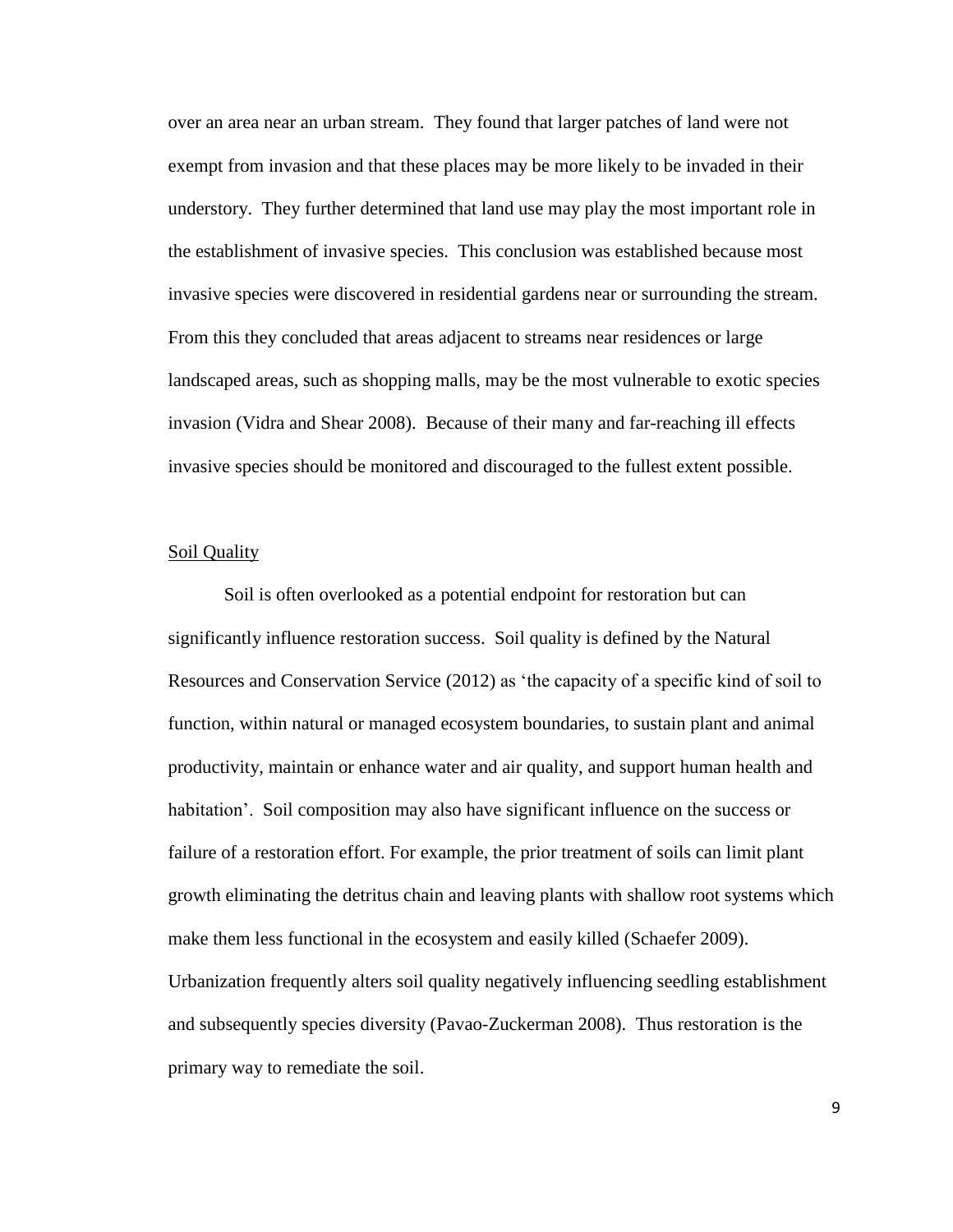over an area near an urban stream. They found that larger patches of land were not exempt from invasion and that these places may be more likely to be invaded in their understory. They further determined that land use may play the most important role in the establishment of invasive species. This conclusion was established because most invasive species were discovered in residential gardens near or surrounding the stream. From this they concluded that areas adjacent to streams near residences or large landscaped areas, such as shopping malls, may be the most vulnerable to exotic species invasion (Vidra and Shear 2008). Because of their many and far-reaching ill effects invasive species should be monitored and discouraged to the fullest extent possible.

### Soil Quality

Soil is often overlooked as a potential endpoint for restoration but can significantly influence restoration success. Soil quality is defined by the Natural Resources and Conservation Service (2012) as 'the capacity of a specific kind of soil to function, within natural or managed ecosystem boundaries, to sustain plant and animal productivity, maintain or enhance water and air quality, and support human health and habitation'. Soil composition may also have significant influence on the success or failure of a restoration effort. For example, the prior treatment of soils can limit plant growth eliminating the detritus chain and leaving plants with shallow root systems which make them less functional in the ecosystem and easily killed (Schaefer 2009). Urbanization frequently alters soil quality negatively influencing seedling establishment and subsequently species diversity (Pavao-Zuckerman 2008). Thus restoration is the primary way to remediate the soil.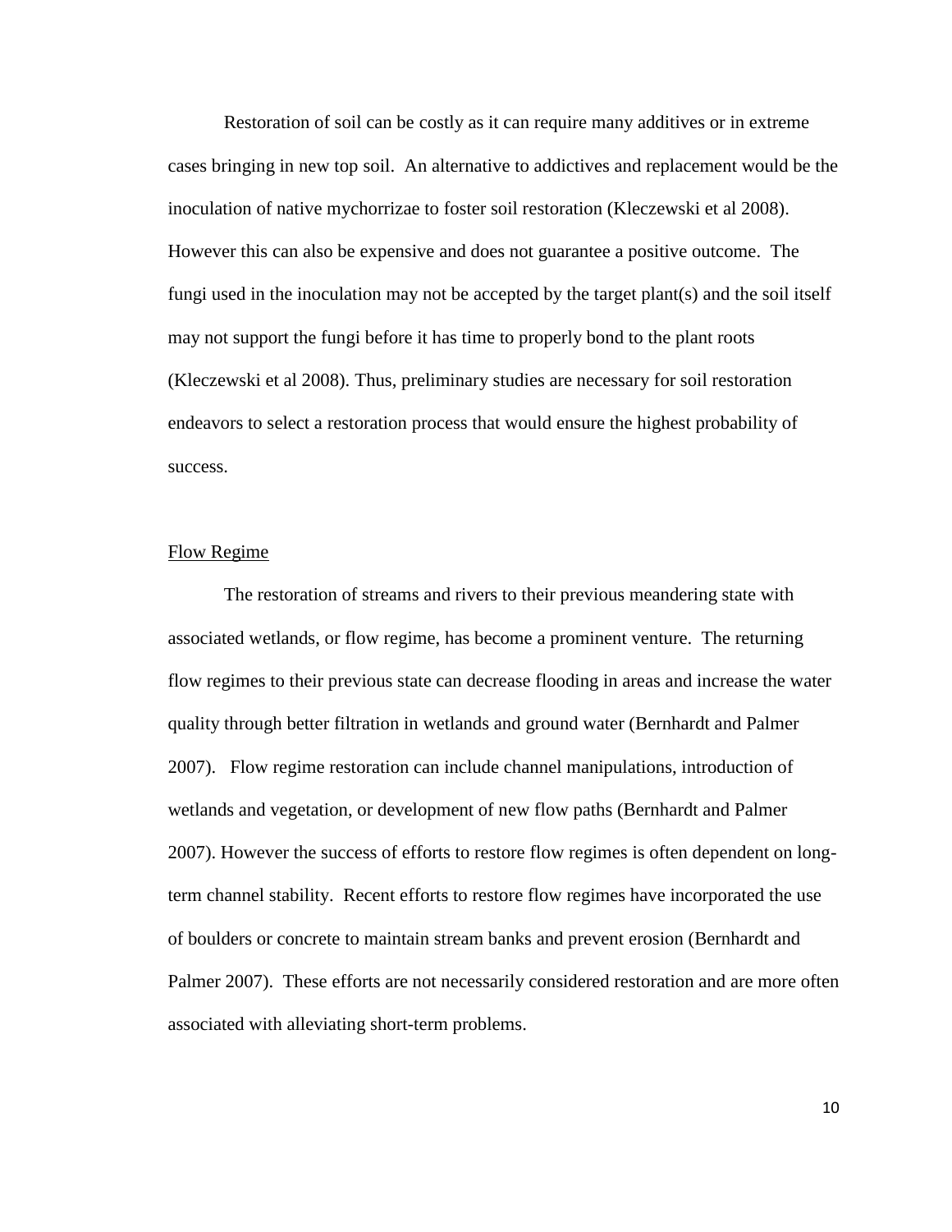Restoration of soil can be costly as it can require many additives or in extreme cases bringing in new top soil. An alternative to addictives and replacement would be the inoculation of native mychorrizae to foster soil restoration (Kleczewski et al 2008). However this can also be expensive and does not guarantee a positive outcome. The fungi used in the inoculation may not be accepted by the target plant(s) and the soil itself may not support the fungi before it has time to properly bond to the plant roots (Kleczewski et al 2008). Thus, preliminary studies are necessary for soil restoration endeavors to select a restoration process that would ensure the highest probability of success.

### Flow Regime

The restoration of streams and rivers to their previous meandering state with associated wetlands, or flow regime, has become a prominent venture. The returning flow regimes to their previous state can decrease flooding in areas and increase the water quality through better filtration in wetlands and ground water (Bernhardt and Palmer 2007). Flow regime restoration can include channel manipulations, introduction of wetlands and vegetation, or development of new flow paths (Bernhardt and Palmer 2007). However the success of efforts to restore flow regimes is often dependent on long-term channel stability. Recent efforts to restore flow regimes have incorporated the use of boulders or concrete to maintain stream banks and prevent erosion (Bernhardt and Palmer 2007). These efforts are not necessarily considered restoration and are more often associated with alleviating short-term problems.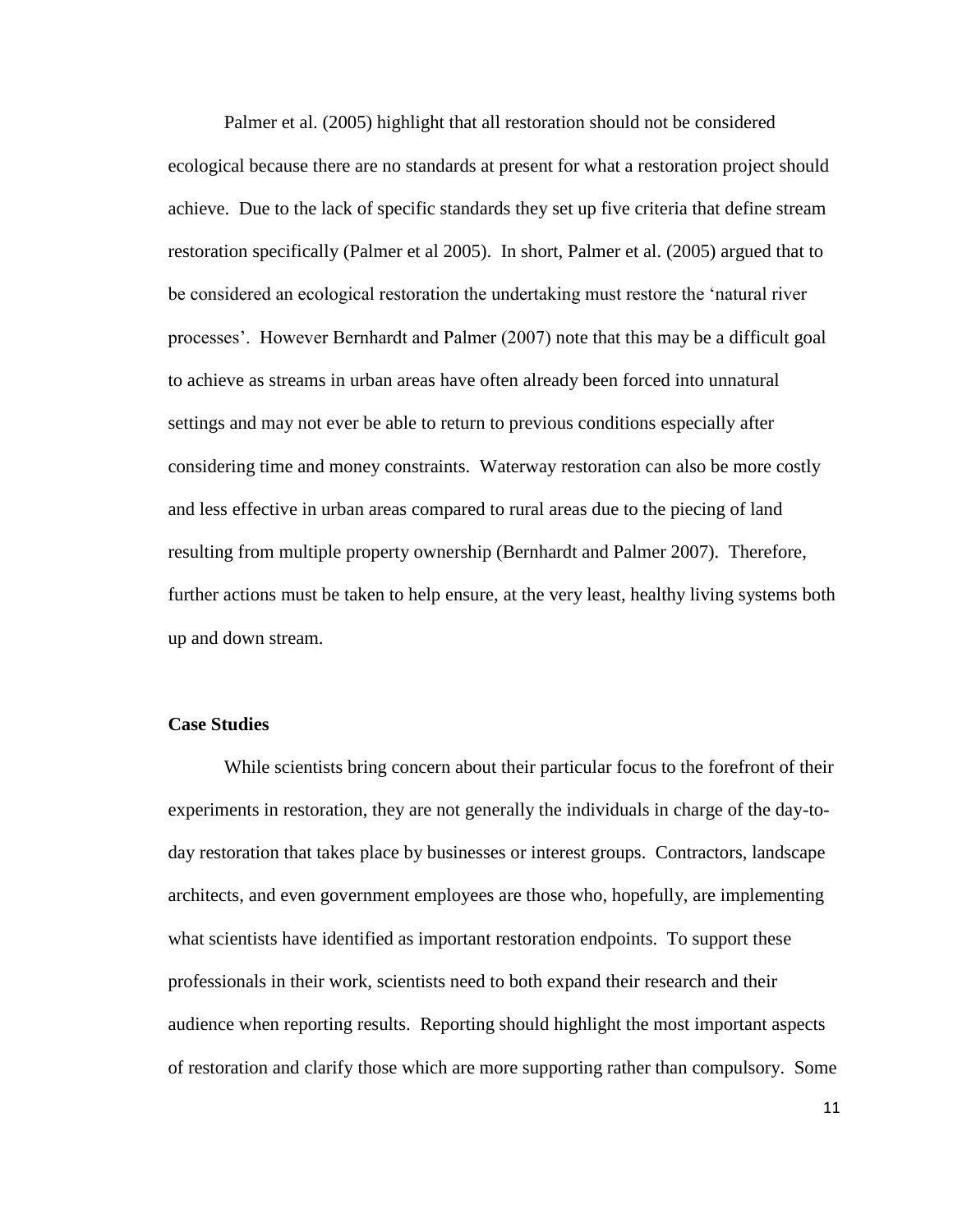Palmer et al. (2005) highlight that all restoration should not be considered ecological because there are no standards at present for what a restoration project should achieve. Due to the lack of specific standards they set up five criteria that define stream restoration specifically (Palmer et al 2005). In short, Palmer et al. (2005) argued that to be considered an ecological restoration the undertaking must restore the 'natural river processes'. However Bernhardt and Palmer (2007) note that this may be a difficult goal to achieve as streams in urban areas have often already been forced into unnatural settings and may not ever be able to return to previous conditions especially after considering time and money constraints. Waterway restoration can also be more costly and less effective in urban areas compared to rural areas due to the piecing of land resulting from multiple property ownership (Bernhardt and Palmer 2007). Therefore, further actions must be taken to help ensure, at the very least, healthy living systems both up and down stream.

**Case Studies**

While scientists bring concern about their particular focus to the forefront of their experiments in restoration, they are not generally the individuals in charge of the day-to-day restoration that takes place by businesses or interest groups. Contractors, landscape architects, and even government employees are those who, hopefully, are implementing what scientists have identified as important restoration endpoints. To support these professionals in their work, scientists need to both expand their research and their audience when reporting results. Reporting should highlight the most important aspects of restoration and clarify those which are more supporting rather than compulsory. Some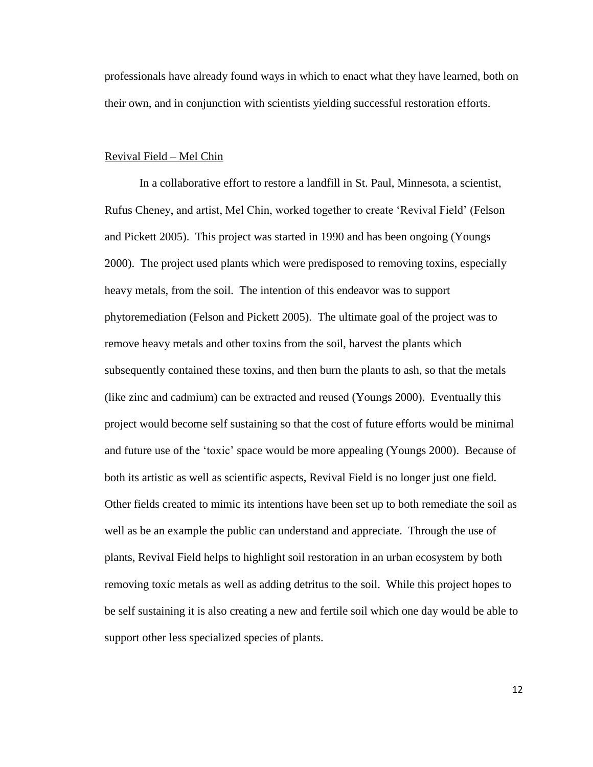professionals have already found ways in which to enact what they have learned, both on their own, and in conjunction with scientists yielding successful restoration efforts.

<u>Revival Field – Mel Chin</u>

In a collaborative effort to restore a landfill in St. Paul, Minnesota, a scientist, Rufus Cheney, and artist, Mel Chin, worked together to create 'Revival Field' (Felson and Pickett 2005). This project was started in 1990 and has been ongoing (Youngs 2000). The project used plants which were predisposed to removing toxins, especially heavy metals, from the soil. The intention of this endeavor was to support phytoremediation (Felson and Pickett 2005). The ultimate goal of the project was to remove heavy metals and other toxins from the soil, harvest the plants which subsequently contained these toxins, and then burn the plants to ash, so that the metals (like zinc and cadmium) can be extracted and reused (Youngs 2000). Eventually this project would become self sustaining so that the cost of future efforts would be minimal and future use of the 'toxic' space would be more appealing (Youngs 2000). Because of both its artistic as well as scientific aspects, Revival Field is no longer just one field. Other fields created to mimic its intentions have been set up to both remediate the soil as well as be an example the public can understand and appreciate. Through the use of plants, Revival Field helps to highlight soil restoration in an urban ecosystem by both removing toxic metals as well as adding detritus to the soil. While this project hopes to be self sustaining it is also creating a new and fertile soil which one day would be able to support other less specialized species of plants.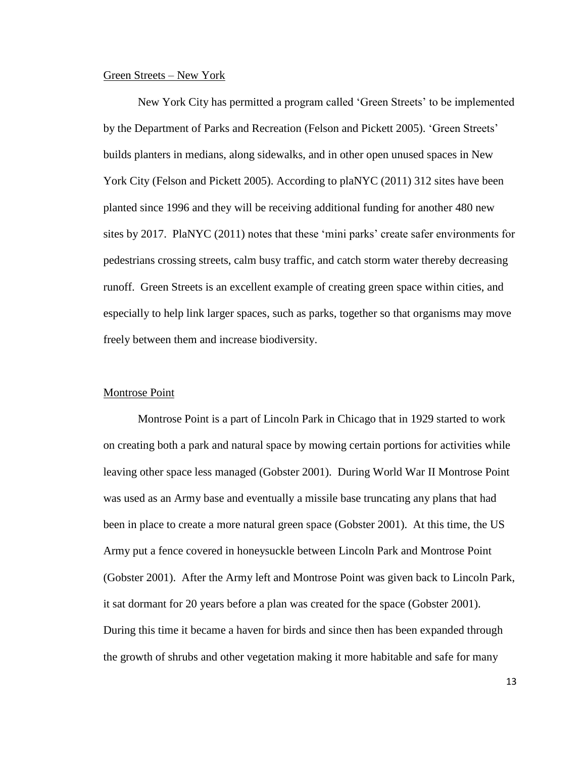### Green Streets – New York

New York City has permitted a program called 'Green Streets' to be implemented by the Department of Parks and Recreation (Felson and Pickett 2005). 'Green Streets' builds planters in medians, along sidewalks, and in other open unused spaces in New York City (Felson and Pickett 2005). According to plaNYC (2011) 312 sites have been planted since 1996 and they will be receiving additional funding for another 480 new sites by 2017. PlaNYC (2011) notes that these 'mini parks' create safer environments for pedestrians crossing streets, calm busy traffic, and catch storm water thereby decreasing runoff. Green Streets is an excellent example of creating green space within cities, and especially to help link larger spaces, such as parks, together so that organisms may move freely between them and increase biodiversity.

### Montrose Point

Montrose Point is a part of Lincoln Park in Chicago that in 1929 started to work on creating both a park and natural space by mowing certain portions for activities while leaving other space less managed (Gobster 2001). During World War II Montrose Point was used as an Army base and eventually a missile base truncating any plans that had been in place to create a more natural green space (Gobster 2001). At this time, the US Army put a fence covered in honeysuckle between Lincoln Park and Montrose Point (Gobster 2001). After the Army left and Montrose Point was given back to Lincoln Park, it sat dormant for 20 years before a plan was created for the space (Gobster 2001). During this time it became a haven for birds and since then has been expanded through the growth of shrubs and other vegetation making it more habitable and safe for many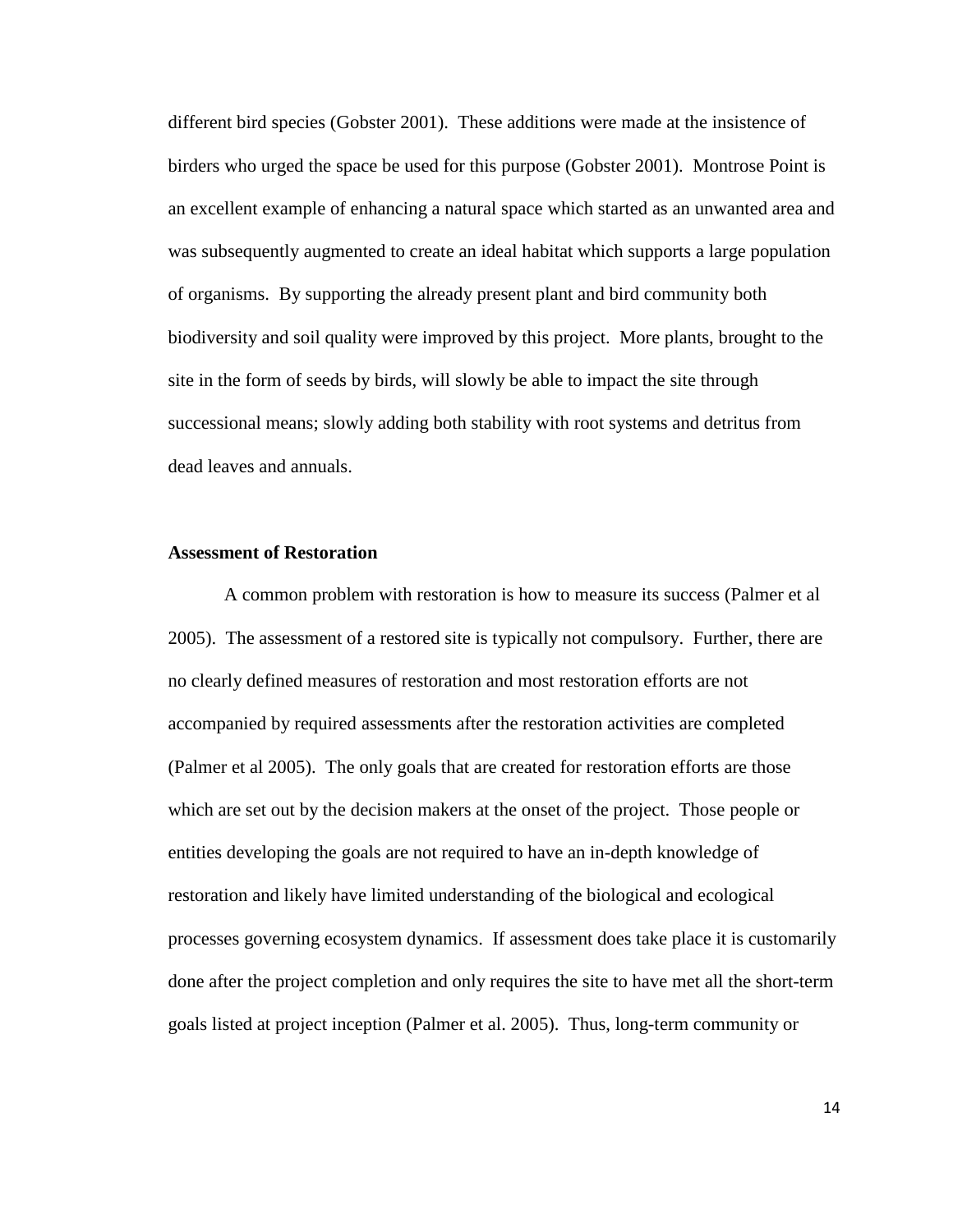different bird species (Gobster 2001). These additions were made at the insistence of birders who urged the space be used for this purpose (Gobster 2001). Montrose Point is an excellent example of enhancing a natural space which started as an unwanted area and was subsequently augmented to create an ideal habitat which supports a large population of organisms. By supporting the already present plant and bird community both biodiversity and soil quality were improved by this project. More plants, brought to the site in the form of seeds by birds, will slowly be able to impact the site through successional means; slowly adding both stability with root systems and detritus from dead leaves and annuals.

**Assessment of Restoration**

A common problem with restoration is how to measure its success (Palmer et al 2005). The assessment of a restored site is typically not compulsory. Further, there are no clearly defined measures of restoration and most restoration efforts are not accompanied by required assessments after the restoration activities are completed (Palmer et al 2005). The only goals that are created for restoration efforts are those which are set out by the decision makers at the onset of the project. Those people or entities developing the goals are not required to have an in-depth knowledge of restoration and likely have limited understanding of the biological and ecological processes governing ecosystem dynamics. If assessment does take place it is customarily done after the project completion and only requires the site to have met all the short-term goals listed at project inception (Palmer et al. 2005). Thus, long-term community or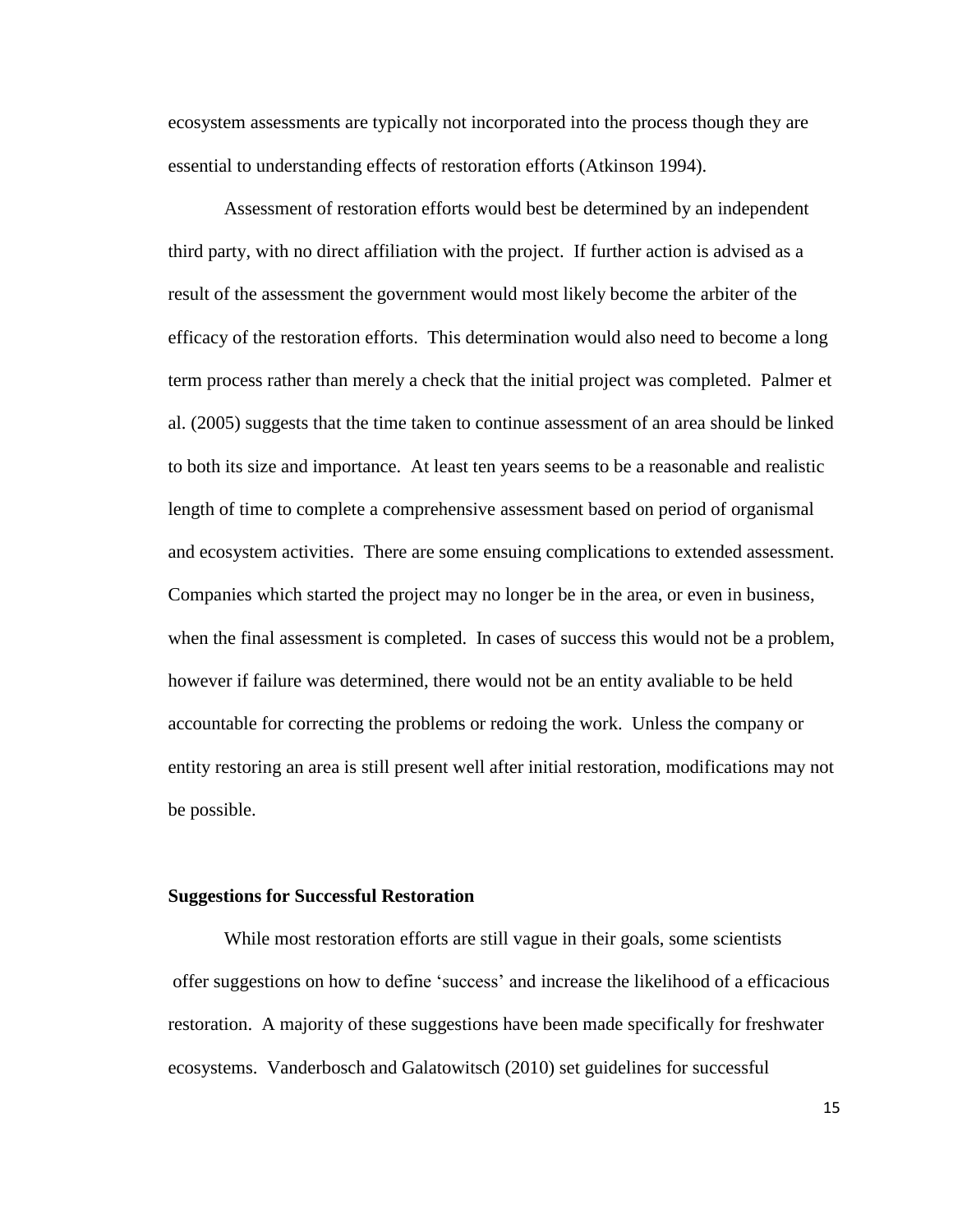ecosystem assessments are typically not incorporated into the process though they are essential to understanding effects of restoration efforts (Atkinson 1994).

Assessment of restoration efforts would best be determined by an independent third party, with no direct affiliation with the project. If further action is advised as a result of the assessment the government would most likely become the arbiter of the efficacy of the restoration efforts. This determination would also need to become a long term process rather than merely a check that the initial project was completed. Palmer et al. (2005) suggests that the time taken to continue assessment of an area should be linked to both its size and importance. At least ten years seems to be a reasonable and realistic length of time to complete a comprehensive assessment based on period of organismal and ecosystem activities. There are some ensuing complications to extended assessment. Companies which started the project may no longer be in the area, or even in business, when the final assessment is completed. In cases of success this would not be a problem, however if failure was determined, there would not be an entity avaliable to be held accountable for correcting the problems or redoing the work. Unless the company or entity restoring an area is still present well after initial restoration, modifications may not be possible.

**Suggestions for Successful Restoration**

While most restoration efforts are still vague in their goals, some scientists offer suggestions on how to define 'success' and increase the likelihood of a efficacious restoration. A majority of these suggestions have been made specifically for freshwater ecosystems. Vanderbosch and Galatowitsch (2010) set guidelines for successful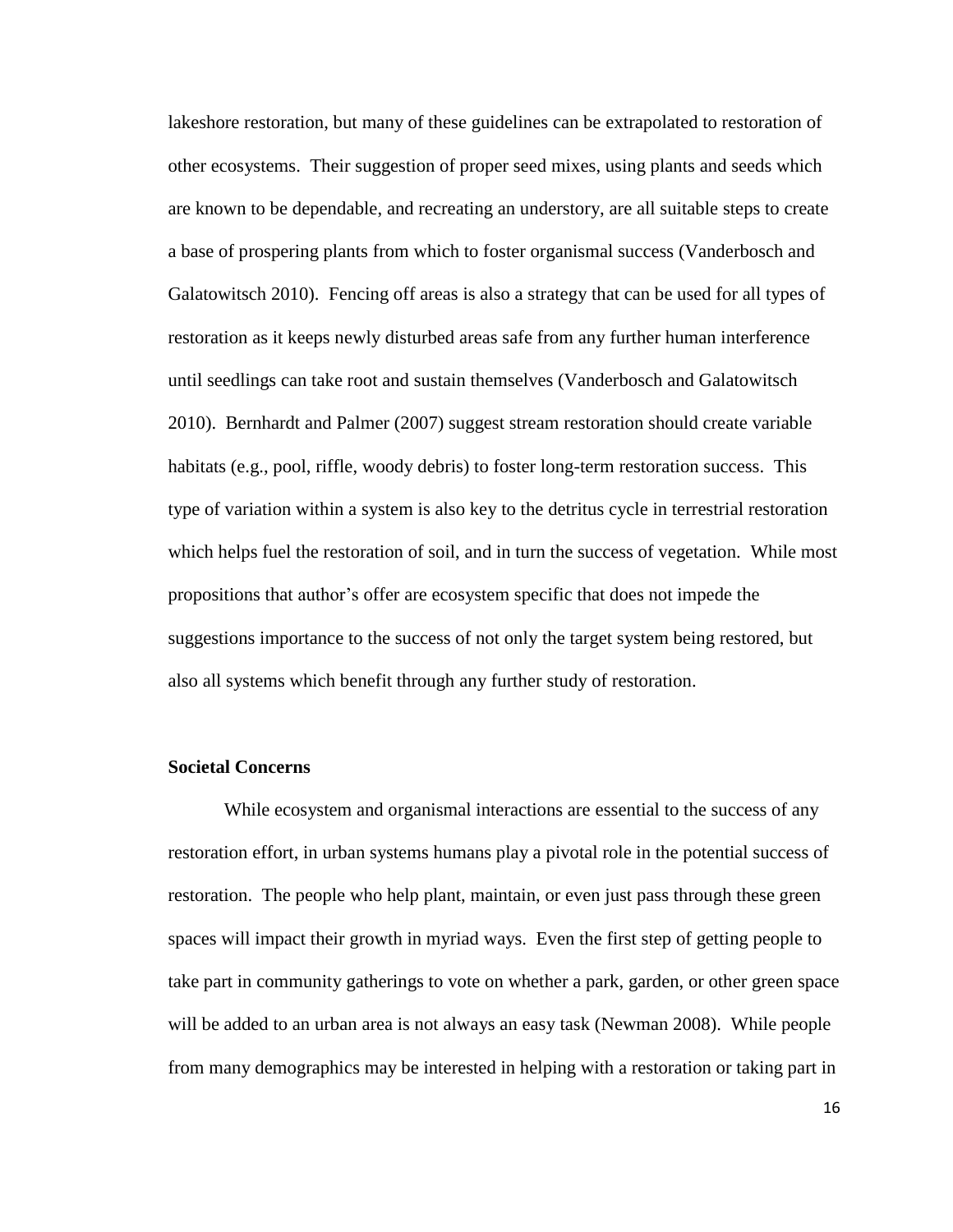lakeshore restoration, but many of these guidelines can be extrapolated to restoration of other ecosystems. Their suggestion of proper seed mixes, using plants and seeds which are known to be dependable, and recreating an understory, are all suitable steps to create a base of prospering plants from which to foster organismal success (Vanderbosch and Galatowitsch 2010). Fencing off areas is also a strategy that can be used for all types of restoration as it keeps newly disturbed areas safe from any further human interference until seedlings can take root and sustain themselves (Vanderbosch and Galatowitsch 2010). Bernhardt and Palmer (2007) suggest stream restoration should create variable habitats (e.g., pool, riffle, woody debris) to foster long-term restoration success. This type of variation within a system is also key to the detritus cycle in terrestrial restoration which helps fuel the restoration of soil, and in turn the success of vegetation. While most propositions that author's offer are ecosystem specific that does not impede the suggestions importance to the success of not only the target system being restored, but also all systems which benefit through any further study of restoration.

**Societal Concerns**

While ecosystem and organismal interactions are essential to the success of any restoration effort, in urban systems humans play a pivotal role in the potential success of restoration. The people who help plant, maintain, or even just pass through these green spaces will impact their growth in myriad ways. Even the first step of getting people to take part in community gatherings to vote on whether a park, garden, or other green space will be added to an urban area is not always an easy task (Newman 2008). While people from many demographics may be interested in helping with a restoration or taking part in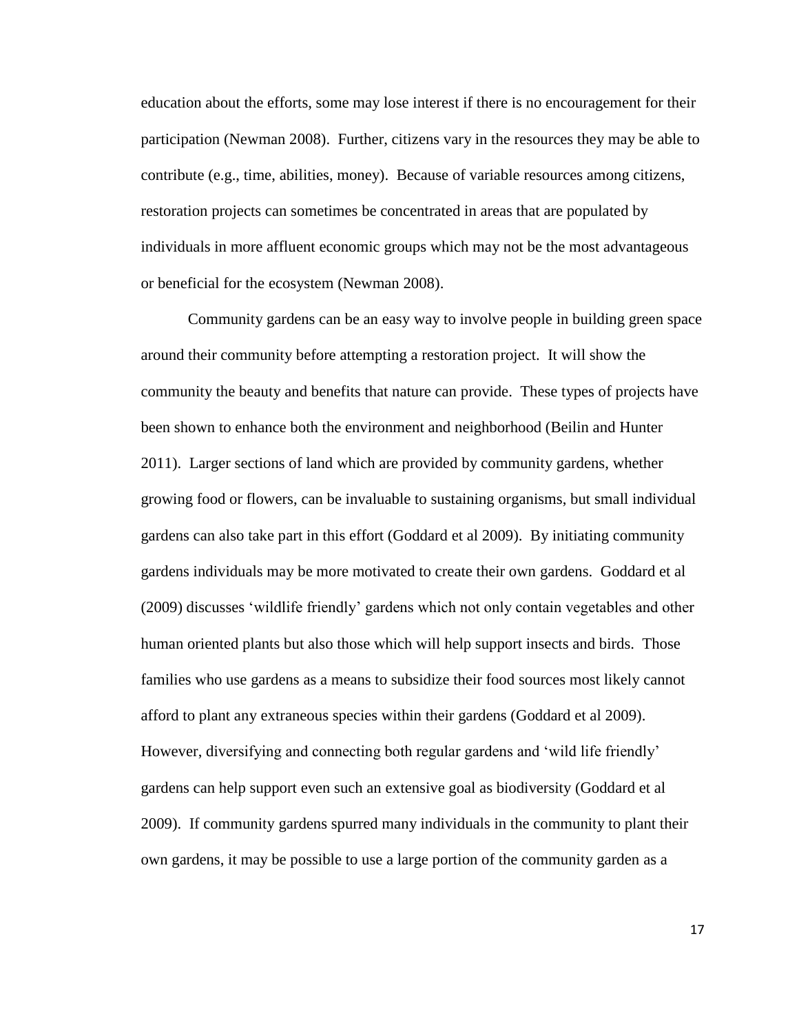education about the efforts, some may lose interest if there is no encouragement for their participation (Newman 2008). Further, citizens vary in the resources they may be able to contribute (e.g., time, abilities, money). Because of variable resources among citizens, restoration projects can sometimes be concentrated in areas that are populated by individuals in more affluent economic groups which may not be the most advantageous or beneficial for the ecosystem (Newman 2008).

Community gardens can be an easy way to involve people in building green space around their community before attempting a restoration project. It will show the community the beauty and benefits that nature can provide. These types of projects have been shown to enhance both the environment and neighborhood (Beilin and Hunter 2011). Larger sections of land which are provided by community gardens, whether growing food or flowers, can be invaluable to sustaining organisms, but small individual gardens can also take part in this effort (Goddard et al 2009). By initiating community gardens individuals may be more motivated to create their own gardens. Goddard et al (2009) discusses 'wildlife friendly' gardens which not only contain vegetables and other human oriented plants but also those which will help support insects and birds. Those families who use gardens as a means to subsidize their food sources most likely cannot afford to plant any extraneous species within their gardens (Goddard et al 2009). However, diversifying and connecting both regular gardens and 'wild life friendly' gardens can help support even such an extensive goal as biodiversity (Goddard et al 2009). If community gardens spurred many individuals in the community to plant their own gardens, it may be possible to use a large portion of the community garden as a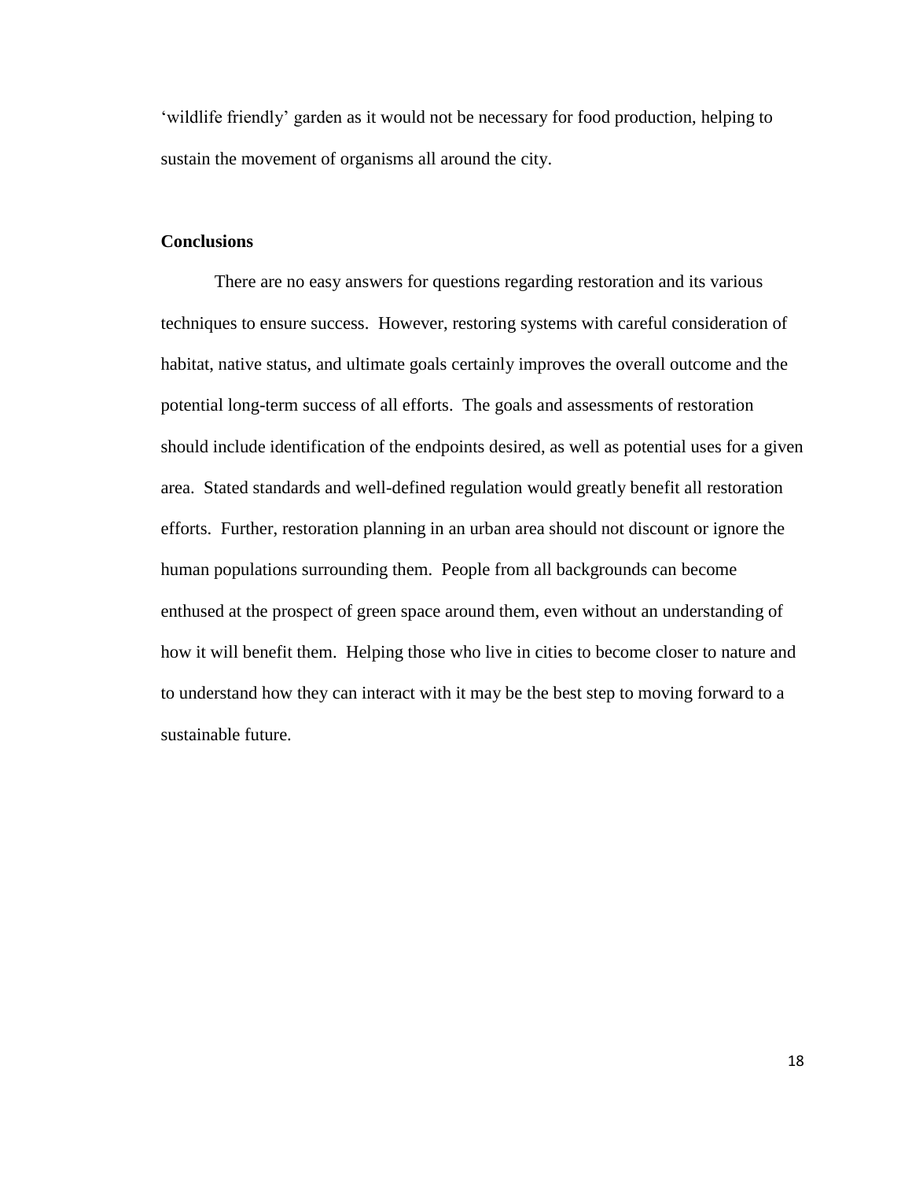‘wildlife friendly’ garden as it would not be necessary for food production, helping to sustain the movement of organisms all around the city.

**Conclusions**

There are no easy answers for questions regarding restoration and its various techniques to ensure success. However, restoring systems with careful consideration of habitat, native status, and ultimate goals certainly improves the overall outcome and the potential long-term success of all efforts. The goals and assessments of restoration should include identification of the endpoints desired, as well as potential uses for a given area. Stated standards and well-defined regulation would greatly benefit all restoration efforts. Further, restoration planning in an urban area should not discount or ignore the human populations surrounding them. People from all backgrounds can become enthused at the prospect of green space around them, even without an understanding of how it will benefit them. Helping those who live in cities to become closer to nature and to understand how they can interact with it may be the best step to moving forward to a sustainable future.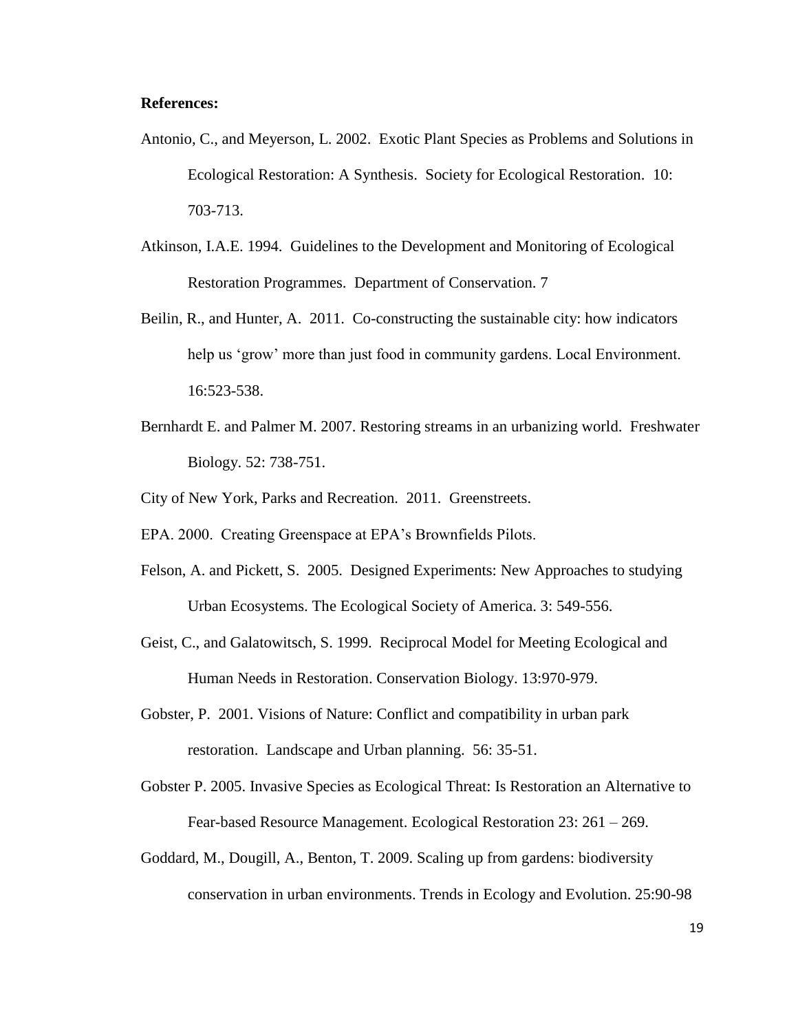**References:**

Antonio, C., and Meyerson, L. 2002. Exotic Plant Species as Problems and Solutions in Ecological Restoration: A Synthesis. Society for Ecological Restoration. 10: 703-713.

Atkinson, I.A.E. 1994. Guidelines to the Development and Monitoring of Ecological Restoration Programmes. Department of Conservation. 7

Beilin, R., and Hunter, A. 2011. Co-constructing the sustainable city: how indicators help us 'grow' more than just food in community gardens. Local Environment. 16:523-538.

Bernhardt E. and Palmer M. 2007. Restoring streams in an urbanizing world. Freshwater Biology. 52: 738-751.

City of New York, Parks and Recreation. 2011. Greenstreets.

EPA. 2000. Creating Greenspace at EPA's Brownfields Pilots.

Felson, A. and Pickett, S. 2005. Designed Experiments: New Approaches to studying Urban Ecosystems. The Ecological Society of America. 3: 549-556.

Geist, C., and Galatowitsch, S. 1999. Reciprocal Model for Meeting Ecological and Human Needs in Restoration. Conservation Biology. 13:970-979.

Gobster, P. 2001. Visions of Nature: Conflict and compatibility in urban park restoration. Landscape and Urban planning. 56: 35-51.

Gobster P. 2005. Invasive Species as Ecological Threat: Is Restoration an Alternative to Fear-based Resource Management. Ecological Restoration 23: 261 – 269.

Goddard, M., Dougill, A., Benton, T. 2009. Scaling up from gardens: biodiversity conservation in urban environments. Trends in Ecology and Evolution. 25:90-98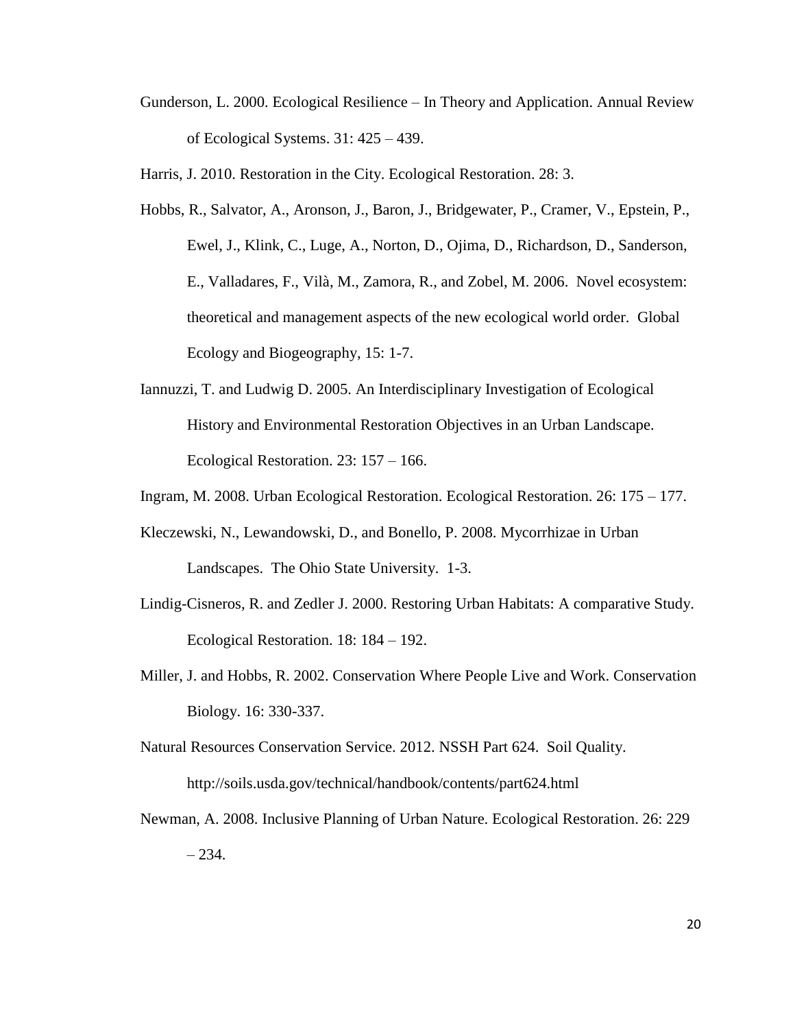Gunderson, L. 2000. Ecological Resilience – In Theory and Application. Annual Review of Ecological Systems. 31: 425 – 439.

Harris, J. 2010. Restoration in the City. Ecological Restoration. 28: 3.

Hobbs, R., Salvator, A., Aronson, J., Baron, J., Bridgewater, P., Cramer, V., Epstein, P., Ewel, J., Klink, C., Luge, A., Norton, D., Ojima, D., Richardson, D., Sanderson, E., Valladares, F., Vilà, M., Zamora, R., and Zobel, M. 2006. Novel ecosystem: theoretical and management aspects of the new ecological world order. Global Ecology and Biogeography, 15: 1-7.

Iannuzzi, T. and Ludwig D. 2005. An Interdisciplinary Investigation of Ecological History and Environmental Restoration Objectives in an Urban Landscape. Ecological Restoration. 23: 157 – 166.

Ingram, M. 2008. Urban Ecological Restoration. Ecological Restoration. 26: 175 – 177.

Kleczewski, N., Lewandowski, D., and Bonello, P. 2008. Mycorrhizae in Urban Landscapes. The Ohio State University. 1-3.

Lindig-Cisneros, R. and Zedler J. 2000. Restoring Urban Habitats: A comparative Study. Ecological Restoration. 18: 184 – 192.

Miller, J. and Hobbs, R. 2002. Conservation Where People Live and Work. Conservation Biology. 16: 330-337.

Natural Resources Conservation Service. 2012. NSSH Part 624. Soil Quality. http://soils.usda.gov/technical/handbook/contents/part624.html

Newman, A. 2008. Inclusive Planning of Urban Nature. Ecological Restoration. 26: 229 – 234.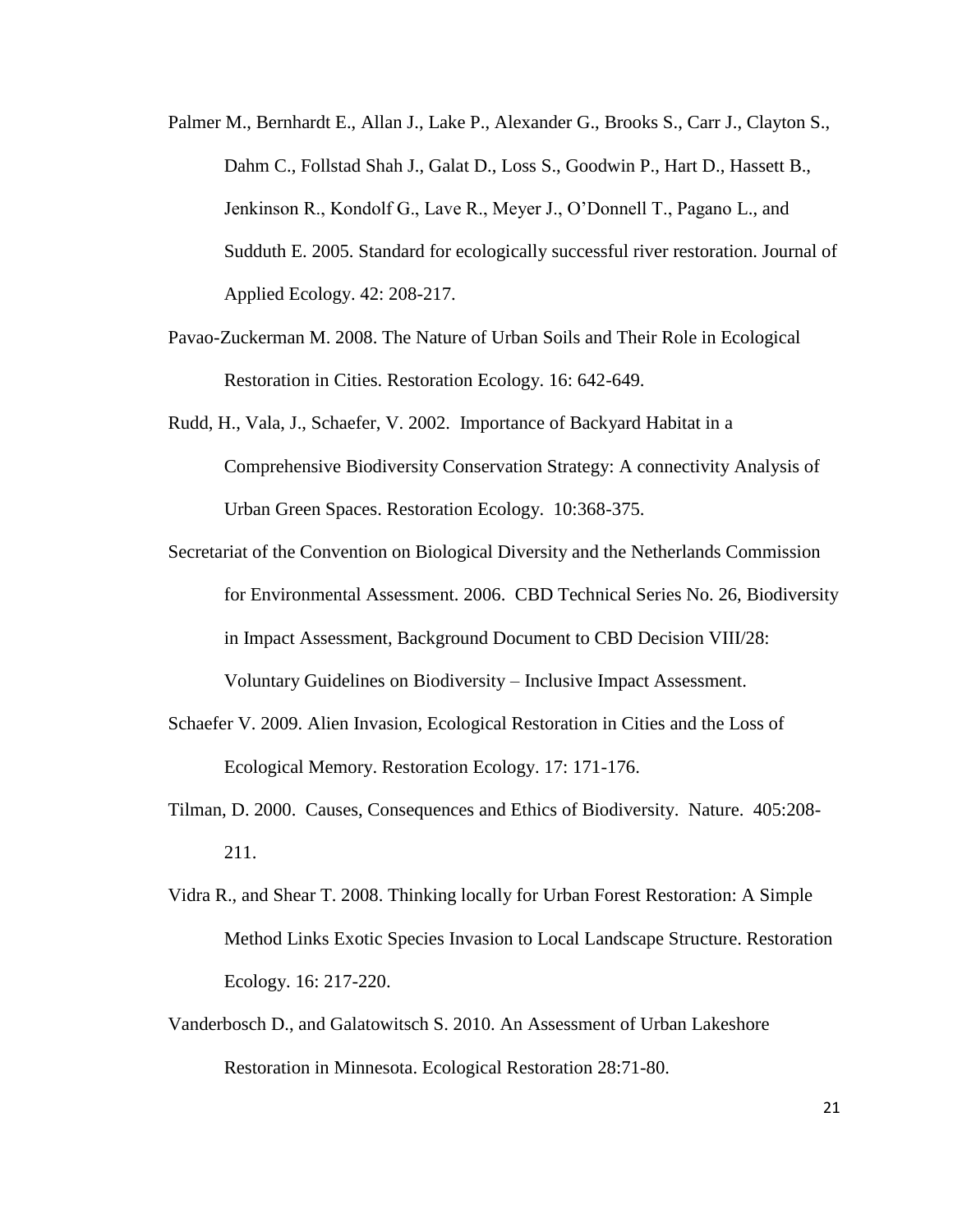Palmer M., Bernhardt E., Allan J., Lake P., Alexander G., Brooks S., Carr J., Clayton S., Dahm C., Follstad Shah J., Galat D., Loss S., Goodwin P., Hart D., Hassett B., Jenkinson R., Kondolf G., Lave R., Meyer J., O'Donnell T., Pagano L., and Sudduth E. 2005. Standard for ecologically successful river restoration. Journal of Applied Ecology. 42: 208-217.

Pavao-Zuckerman M. 2008. The Nature of Urban Soils and Their Role in Ecological Restoration in Cities. Restoration Ecology. 16: 642-649.

Rudd, H., Vala, J., Schaefer, V. 2002. Importance of Backyard Habitat in a Comprehensive Biodiversity Conservation Strategy: A connectivity Analysis of Urban Green Spaces. Restoration Ecology. 10:368-375.

Secretariat of the Convention on Biological Diversity and the Netherlands Commission for Environmental Assessment. 2006. CBD Technical Series No. 26, Biodiversity in Impact Assessment, Background Document to CBD Decision VIII/28: Voluntary Guidelines on Biodiversity – Inclusive Impact Assessment.

Schaefer V. 2009. Alien Invasion, Ecological Restoration in Cities and the Loss of Ecological Memory. Restoration Ecology. 17: 171-176.

Tilman, D. 2000. Causes, Consequences and Ethics of Biodiversity. Nature. 405:208-211.

Vidra R., and Shear T. 2008. Thinking locally for Urban Forest Restoration: A Simple Method Links Exotic Species Invasion to Local Landscape Structure. Restoration Ecology. 16: 217-220.

Vanderbosch D., and Galatowitsch S. 2010. An Assessment of Urban Lakeshore Restoration in Minnesota. Ecological Restoration 28:71-80.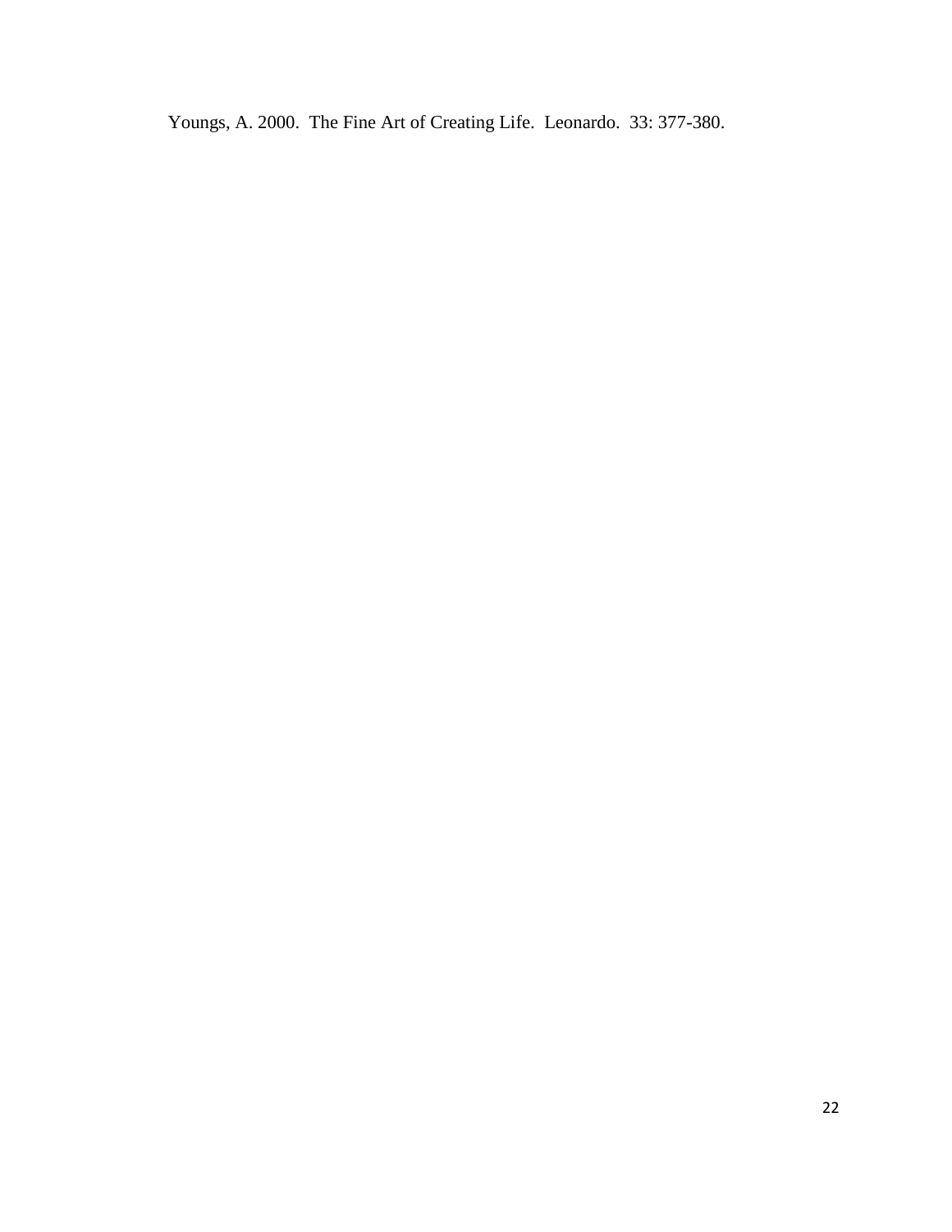Youngs, A. 2000. The Fine Art of Creating Life. Leonardo. 33: 377-380.